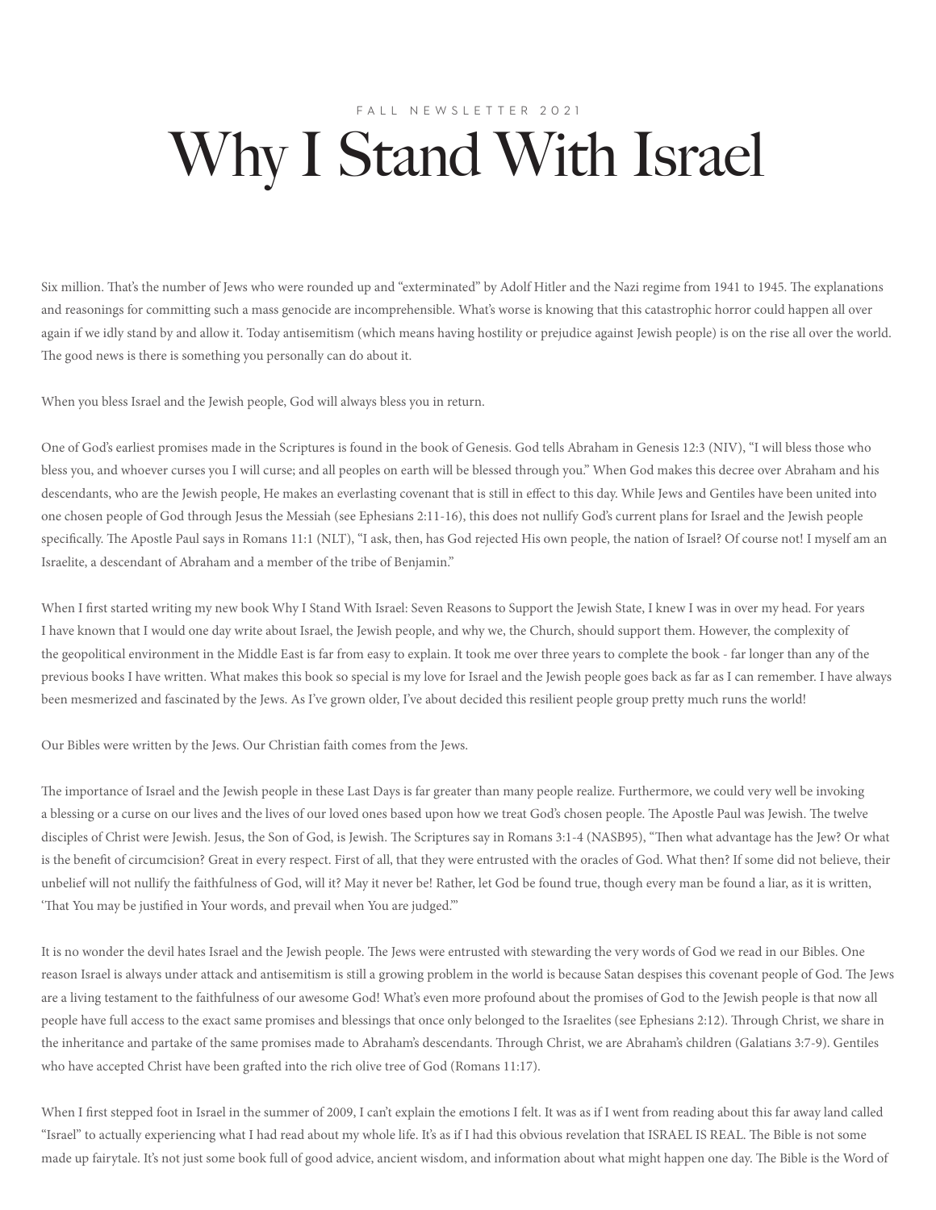FALL NEWSLETTER 2021

# Why I Stand With Israel

Six million. That's the number of Jews who were rounded up and "exterminated" by Adolf Hitler and the Nazi regime from 1941 to 1945. The explanations and reasonings for committing such a mass genocide are incomprehensible. What's worse is knowing that this catastrophic horror could happen all over again if we idly stand by and allow it. Today antisemitism (which means having hostility or prejudice against Jewish people) is on the rise all over the world. The good news is there is something you personally can do about it.

When you bless Israel and the Jewish people, God will always bless you in return.

One of God's earliest promises made in the Scriptures is found in the book of Genesis. God tells Abraham in Genesis 12:3 (NIV), "I will bless those who bless you, and whoever curses you I will curse; and all peoples on earth will be blessed through you." When God makes this decree over Abraham and his descendants, who are the Jewish people, He makes an everlasting covenant that is still in effect to this day. While Jews and Gentiles have been united into one chosen people of God through Jesus the Messiah (see Ephesians 2:11-16), this does not nullify God's current plans for Israel and the Jewish people specifically. The Apostle Paul says in Romans 11:1 (NLT), "I ask, then, has God rejected His own people, the nation of Israel? Of course not! I myself am an Israelite, a descendant of Abraham and a member of the tribe of Benjamin."

When I first started writing my new book Why I Stand With Israel: Seven Reasons to Support the Jewish State, I knew I was in over my head. For years I have known that I would one day write about Israel, the Jewish people, and why we, the Church, should support them. However, the complexity of the geopolitical environment in the Middle East is far from easy to explain. It took me over three years to complete the book - far longer than any of the previous books I have written. What makes this book so special is my love for Israel and the Jewish people goes back as far as I can remember. I have always been mesmerized and fascinated by the Jews. As I've grown older, I've about decided this resilient people group pretty much runs the world!

Our Bibles were written by the Jews. Our Christian faith comes from the Jews.

The importance of Israel and the Jewish people in these Last Days is far greater than many people realize. Furthermore, we could very well be invoking a blessing or a curse on our lives and the lives of our loved ones based upon how we treat God's chosen people. The Apostle Paul was Jewish. The twelve disciples of Christ were Jewish. Jesus, the Son of God, is Jewish. The Scriptures say in Romans 3:1-4 (NASB95), "Then what advantage has the Jew? Or what is the benefit of circumcision? Great in every respect. First of all, that they were entrusted with the oracles of God. What then? If some did not believe, their unbelief will not nullify the faithfulness of God, will it? May it never be! Rather, let God be found true, though every man be found a liar, as it is written, 'That You may be justified in Your words, and prevail when You are judged.'"

It is no wonder the devil hates Israel and the Jewish people. The Jews were entrusted with stewarding the very words of God we read in our Bibles. One reason Israel is always under attack and antisemitism is still a growing problem in the world is because Satan despises this covenant people of God. The Jews are a living testament to the faithfulness of our awesome God! What's even more profound about the promises of God to the Jewish people is that now all people have full access to the exact same promises and blessings that once only belonged to the Israelites (see Ephesians 2:12). Through Christ, we share in the inheritance and partake of the same promises made to Abraham's descendants. Through Christ, we are Abraham's children (Galatians 3:7-9). Gentiles who have accepted Christ have been grafted into the rich olive tree of God (Romans 11:17).

When I first stepped foot in Israel in the summer of 2009, I can't explain the emotions I felt. It was as if I went from reading about this far away land called "Israel" to actually experiencing what I had read about my whole life. It's as if I had this obvious revelation that ISRAEL IS REAL. The Bible is not some made up fairytale. It's not just some book full of good advice, ancient wisdom, and information about what might happen one day. The Bible is the Word of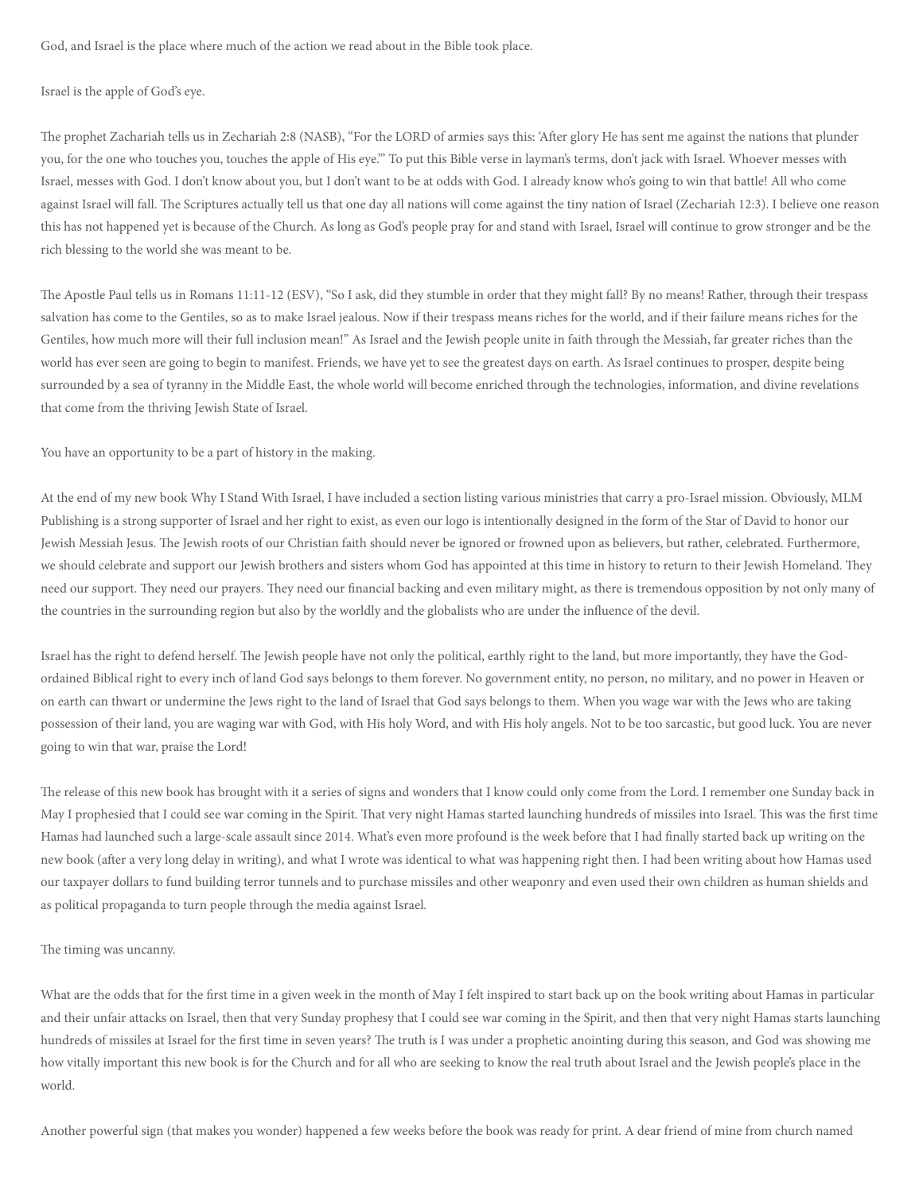God, and Israel is the place where much of the action we read about in the Bible took place.

Israel is the apple of God's eye.

The prophet Zachariah tells us in Zechariah 2:8 (NASB), "For the LORD of armies says this: 'After glory He has sent me against the nations that plunder you, for the one who touches you, touches the apple of His eye.'" To put this Bible verse in layman's terms, don't jack with Israel. Whoever messes with Israel, messes with God. I don't know about you, but I don't want to be at odds with God. I already know who's going to win that battle! All who come against Israel will fall. The Scriptures actually tell us that one day all nations will come against the tiny nation of Israel (Zechariah 12:3). I believe one reason this has not happened yet is because of the Church. As long as God's people pray for and stand with Israel, Israel will continue to grow stronger and be the rich blessing to the world she was meant to be.

The Apostle Paul tells us in Romans 11:11-12 (ESV), "So I ask, did they stumble in order that they might fall? By no means! Rather, through their trespass salvation has come to the Gentiles, so as to make Israel jealous. Now if their trespass means riches for the world, and if their failure means riches for the Gentiles, how much more will their full inclusion mean!" As Israel and the Jewish people unite in faith through the Messiah, far greater riches than the world has ever seen are going to begin to manifest. Friends, we have yet to see the greatest days on earth. As Israel continues to prosper, despite being surrounded by a sea of tyranny in the Middle East, the whole world will become enriched through the technologies, information, and divine revelations that come from the thriving Jewish State of Israel.

You have an opportunity to be a part of history in the making.

At the end of my new book Why I Stand With Israel, I have included a section listing various ministries that carry a pro-Israel mission. Obviously, MLM Publishing is a strong supporter of Israel and her right to exist, as even our logo is intentionally designed in the form of the Star of David to honor our Jewish Messiah Jesus. The Jewish roots of our Christian faith should never be ignored or frowned upon as believers, but rather, celebrated. Furthermore, we should celebrate and support our Jewish brothers and sisters whom God has appointed at this time in history to return to their Jewish Homeland. They need our support. They need our prayers. They need our financial backing and even military might, as there is tremendous opposition by not only many of the countries in the surrounding region but also by the worldly and the globalists who are under the influence of the devil.

Israel has the right to defend herself. The Jewish people have not only the political, earthly right to the land, but more importantly, they have the God-ordained Biblical right to every inch of land God says belongs to them forever. No government entity, no person, no military, and no power in Heaven or on earth can thwart or undermine the Jews right to the land of Israel that God says belongs to them. When you wage war with the Jews who are taking possession of their land, you are waging war with God, with His holy Word, and with His holy angels. Not to be too sarcastic, but good luck. You are never going to win that war, praise the Lord!

The release of this new book has brought with it a series of signs and wonders that I know could only come from the Lord. I remember one Sunday back in May I prophesied that I could see war coming in the Spirit. That very night Hamas started launching hundreds of missiles into Israel. This was the first time Hamas had launched such a large-scale assault since 2014. What's even more profound is the week before that I had finally started back up writing on the new book (after a very long delay in writing), and what I wrote was identical to what was happening right then. I had been writing about how Hamas used our taxpayer dollars to fund building terror tunnels and to purchase missiles and other weaponry and even used their own children as human shields and as political propaganda to turn people through the media against Israel.

The timing was uncanny.

What are the odds that for the first time in a given week in the month of May I felt inspired to start back up on the book writing about Hamas in particular and their unfair attacks on Israel, then that very Sunday prophesy that I could see war coming in the Spirit, and then that very night Hamas starts launching hundreds of missiles at Israel for the first time in seven years? The truth is I was under a prophetic anointing during this season, and God was showing me how vitally important this new book is for the Church and for all who are seeking to know the real truth about Israel and the Jewish people's place in the world.

Another powerful sign (that makes you wonder) happened a few weeks before the book was ready for print. A dear friend of mine from church named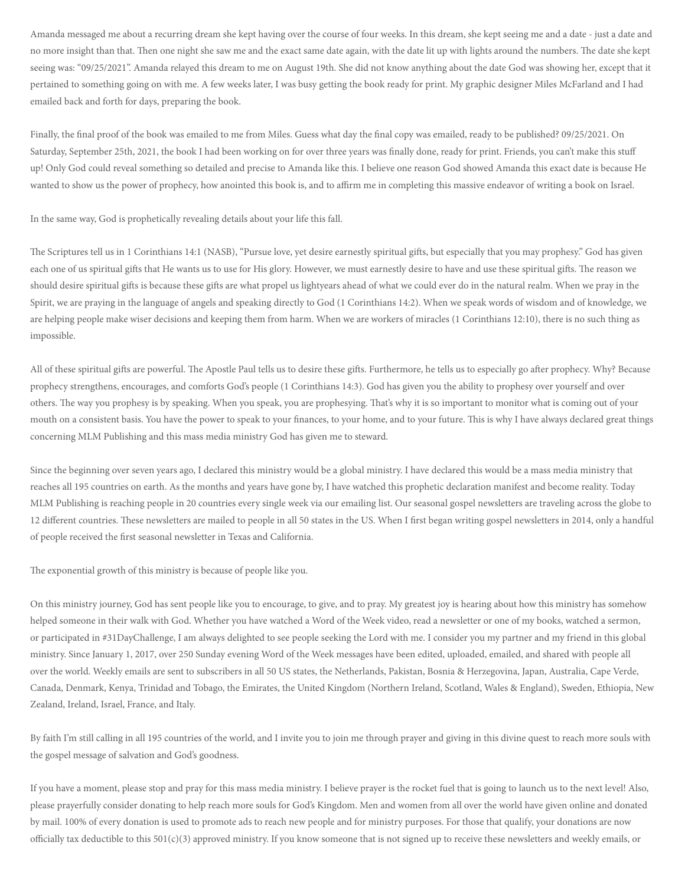Amanda messaged me about a recurring dream she kept having over the course of four weeks. In this dream, she kept seeing me and a date - just a date and no more insight than that. Then one night she saw me and the exact same date again, with the date lit up with lights around the numbers. The date she kept seeing was: "09/25/2021". Amanda relayed this dream to me on August 19th. She did not know anything about the date God was showing her, except that it pertained to something going on with me. A few weeks later, I was busy getting the book ready for print. My graphic designer Miles McFarland and I had emailed back and forth for days, preparing the book.

Finally, the final proof of the book was emailed to me from Miles. Guess what day the final copy was emailed, ready to be published? 09/25/2021. On Saturday, September 25th, 2021, the book I had been working on for over three years was finally done, ready for print. Friends, you can't make this stuff up! Only God could reveal something so detailed and precise to Amanda like this. I believe one reason God showed Amanda this exact date is because He wanted to show us the power of prophecy, how anointed this book is, and to affirm me in completing this massive endeavor of writing a book on Israel.

In the same way, God is prophetically revealing details about your life this fall.

The Scriptures tell us in 1 Corinthians 14:1 (NASB), "Pursue love, yet desire earnestly spiritual gifts, but especially that you may prophesy." God has given each one of us spiritual gifts that He wants us to use for His glory. However, we must earnestly desire to have and use these spiritual gifts. The reason we should desire spiritual gifts is because these gifts are what propel us lightyears ahead of what we could ever do in the natural realm. When we pray in the Spirit, we are praying in the language of angels and speaking directly to God (1 Corinthians 14:2). When we speak words of wisdom and of knowledge, we are helping people make wiser decisions and keeping them from harm. When we are workers of miracles (1 Corinthians 12:10), there is no such thing as impossible.

All of these spiritual gifts are powerful. The Apostle Paul tells us to desire these gifts. Furthermore, he tells us to especially go after prophecy. Why? Because prophecy strengthens, encourages, and comforts God's people (1 Corinthians 14:3). God has given you the ability to prophesy over yourself and over others. The way you prophesy is by speaking. When you speak, you are prophesying. That's why it is so important to monitor what is coming out of your mouth on a consistent basis. You have the power to speak to your finances, to your home, and to your future. This is why I have always declared great things concerning MLM Publishing and this mass media ministry God has given me to steward.

Since the beginning over seven years ago, I declared this ministry would be a global ministry. I have declared this would be a mass media ministry that reaches all 195 countries on earth. As the months and years have gone by, I have watched this prophetic declaration manifest and become reality. Today MLM Publishing is reaching people in 20 countries every single week via our emailing list. Our seasonal gospel newsletters are traveling across the globe to 12 different countries. These newsletters are mailed to people in all 50 states in the US. When I first began writing gospel newsletters in 2014, only a handful of people received the first seasonal newsletter in Texas and California.

The exponential growth of this ministry is because of people like you.

On this ministry journey, God has sent people like you to encourage, to give, and to pray. My greatest joy is hearing about how this ministry has somehow helped someone in their walk with God. Whether you have watched a Word of the Week video, read a newsletter or one of my books, watched a sermon, or participated in #31DayChallenge, I am always delighted to see people seeking the Lord with me. I consider you my partner and my friend in this global ministry. Since January 1, 2017, over 250 Sunday evening Word of the Week messages have been edited, uploaded, emailed, and shared with people all over the world. Weekly emails are sent to subscribers in all 50 US states, the Netherlands, Pakistan, Bosnia & Herzegovina, Japan, Australia, Cape Verde, Canada, Denmark, Kenya, Trinidad and Tobago, the Emirates, the United Kingdom (Northern Ireland, Scotland, Wales & England), Sweden, Ethiopia, New Zealand, Ireland, Israel, France, and Italy.

By faith I'm still calling in all 195 countries of the world, and I invite you to join me through prayer and giving in this divine quest to reach more souls with the gospel message of salvation and God's goodness.

If you have a moment, please stop and pray for this mass media ministry. I believe prayer is the rocket fuel that is going to launch us to the next level! Also, please prayerfully consider donating to help reach more souls for God's Kingdom. Men and women from all over the world have given online and donated by mail. 100% of every donation is used to promote ads to reach new people and for ministry purposes. For those that qualify, your donations are now officially tax deductible to this 501(c)(3) approved ministry. If you know someone that is not signed up to receive these newsletters and weekly emails, or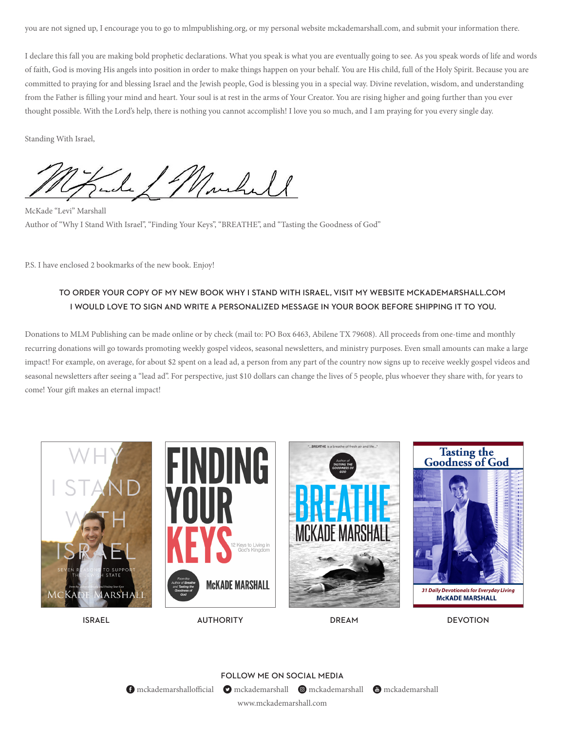you are not signed up, I encourage you to go to mlmpublishing.org, or my personal website mckademarshall.com, and submit your information there.

I declare this fall you are making bold prophetic declarations. What you speak is what you are eventually going to see. As you speak words of life and words of faith, God is moving His angels into position in order to make things happen on your behalf. You are His child, full of the Holy Spirit. Because you are committed to praying for and blessing Israel and the Jewish people, God is blessing you in a special way. Divine revelation, wisdom, and understanding from the Father is filling your mind and heart. Your soul is at rest in the arms of Your Creator. You are rising higher and going further than you ever thought possible. With the Lord's help, there is nothing you cannot accomplish! I love you so much, and I am praying for you every single day.

Standing With Israel,

McKade "Levi" Marshall
Author of "Why I Stand With Israel", "Finding Your Keys", "BREATHE", and "Tasting the Goodness of God"

P.S. I have enclosed 2 bookmarks of the new book. Enjoy!

**TO ORDER YOUR COPY OF MY NEW BOOK WHY I STAND WITH ISRAEL, VISIT MY WEBSITE MCKADEMARSHALL.COM**
**I WOULD LOVE TO SIGN AND WRITE A PERSONALIZED MESSAGE IN YOUR BOOK BEFORE SHIPPING IT TO YOU.**

Donations to MLM Publishing can be made online or by check (mail to: PO Box 6463, Abilene TX 79608). All proceeds from one-time and monthly recurring donations will go towards promoting weekly gospel videos, seasonal newsletters, and ministry purposes. Even small amounts can make a large impact! For example, on average, for about $2 spent on a lead ad, a person from any part of the country now signs up to receive weekly gospel videos and seasonal newsletters after seeing a "lead ad". For perspective, just $10 dollars can change the lives of 5 people, plus whoever they share with, for years to come! Your gift makes an eternal impact!

ISRAEL

AUTHORITY

DREAM

DEVOTION

FOLLOW ME ON SOCIAL MEDIA

mckademarshallofficial mckademarshall mckademarshall mckademarshall

www.mckademarshall.com